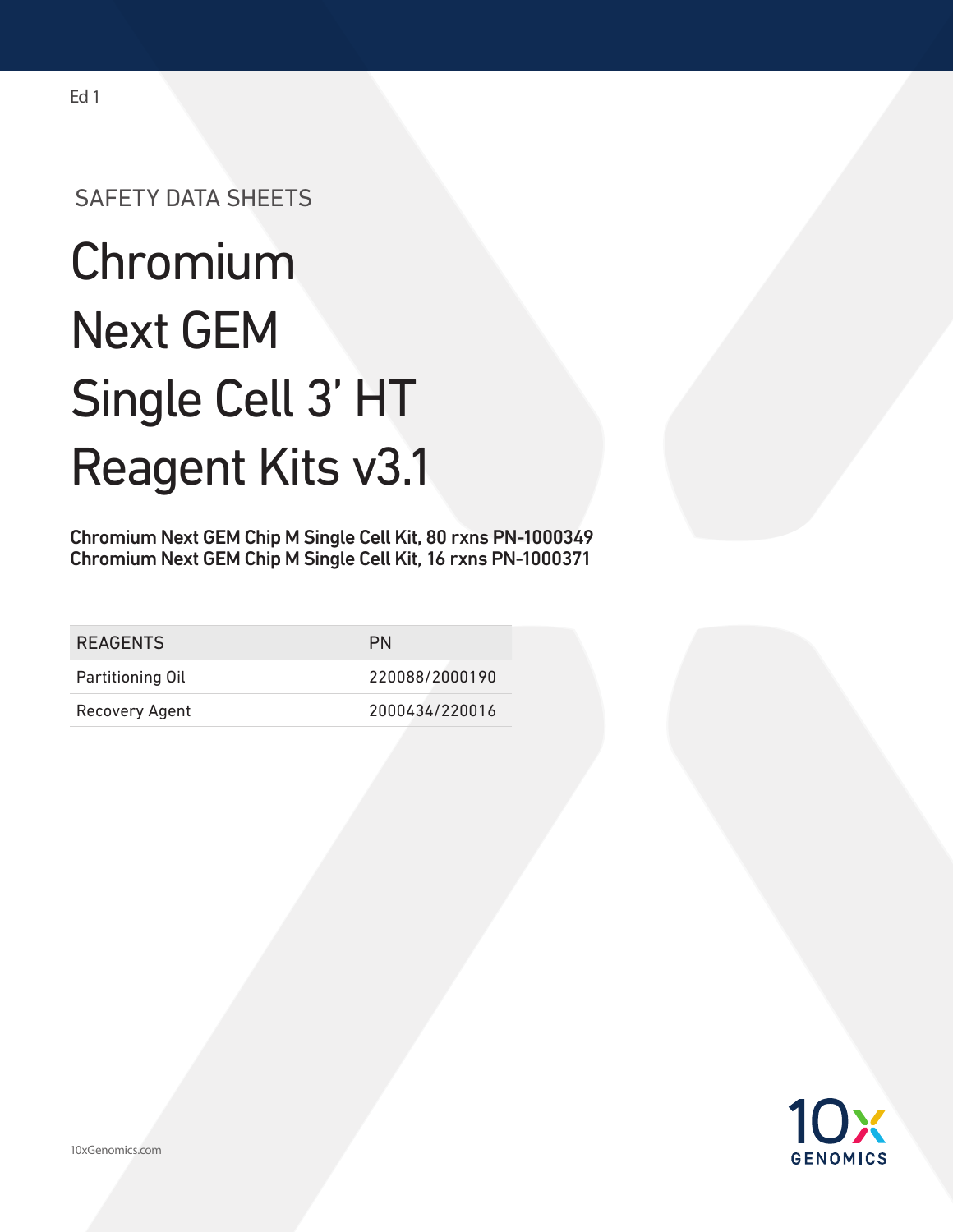Ed 1

SAFETY DATA SHEETS

# Chromium Next GEM Single Cell 3' HT Reagent Kits v3.1

**Chromium Next GEM Chip M Single Cell Kit, 80 rxns PN-1000349**
**Chromium Next GEM Chip M Single Cell Kit, 16 rxns PN-1000371**

| REAGENTS | PN |
|---|---|
| Partitioning Oil | 220088/2000190 |
| Recovery Agent | 2000434/220016 |

10xGenomics.com

10x GENOMICS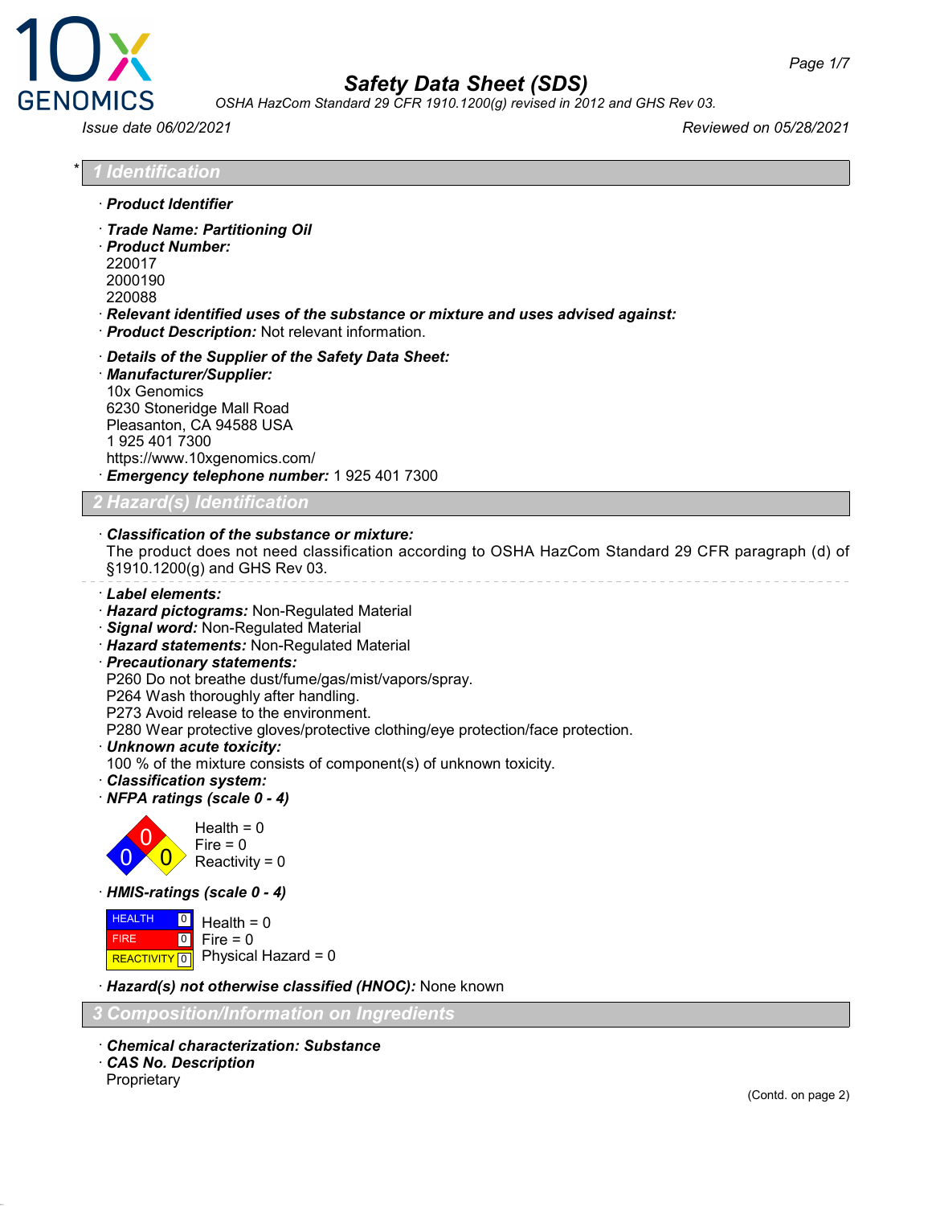# Safety Data Sheet (SDS)

*OSHA HazCom Standard 29 CFR 1910.1200(g) revised in 2012 and GHS Rev 03.*

*Issue date 06/02/2021* *Reviewed on 05/28/2021*

## * 1 Identification

· **Product Identifier**

· **Trade Name: Partitioning Oil**
· **Product Number:**
220017
2000190
220088
· **Relevant identified uses of the substance or mixture and uses advised against:**
· **Product Description:** Not relevant information.

· **Details of the Supplier of the Safety Data Sheet:**
· **Manufacturer/Supplier:**
10x Genomics
6230 Stoneridge Mall Road
Pleasanton, CA 94588 USA
1 925 401 7300
https://www.10xgenomics.com/
· **Emergency telephone number:** 1 925 401 7300

## 2 Hazard(s) Identification

· **Classification of the substance or mixture:**
The product does not need classification according to OSHA HazCom Standard 29 CFR paragraph (d) of §1910.1200(g) and GHS Rev 03.

· **Label elements:**
· **Hazard pictograms:** Non-Regulated Material
· **Signal word:** Non-Regulated Material
· **Hazard statements:** Non-Regulated Material
· **Precautionary statements:**
P260 Do not breathe dust/fume/gas/mist/vapors/spray.
P264 Wash thoroughly after handling.
P273 Avoid release to the environment.
P280 Wear protective gloves/protective clothing/eye protection/face protection.
· **Unknown acute toxicity:**
100 % of the mixture consists of component(s) of unknown toxicity.
· **Classification system:**
· **NFPA ratings (scale 0 - 4)**

Health = 0
Fire = 0
Reactivity = 0

· **HMIS-ratings (scale 0 - 4)**

| | | |
|---|---|---|
| HEALTH | 0 | Health = 0 |
| FIRE | 0 | Fire = 0 |
| REACTIVITY | 0 | Physical Hazard = 0 |

· **Hazard(s) not otherwise classified (HNOC):** None known

## 3 Composition/Information on Ingredients

· **Chemical characterization: Substance**
· **CAS No. Description**
Proprietary

(Contd. on page 2)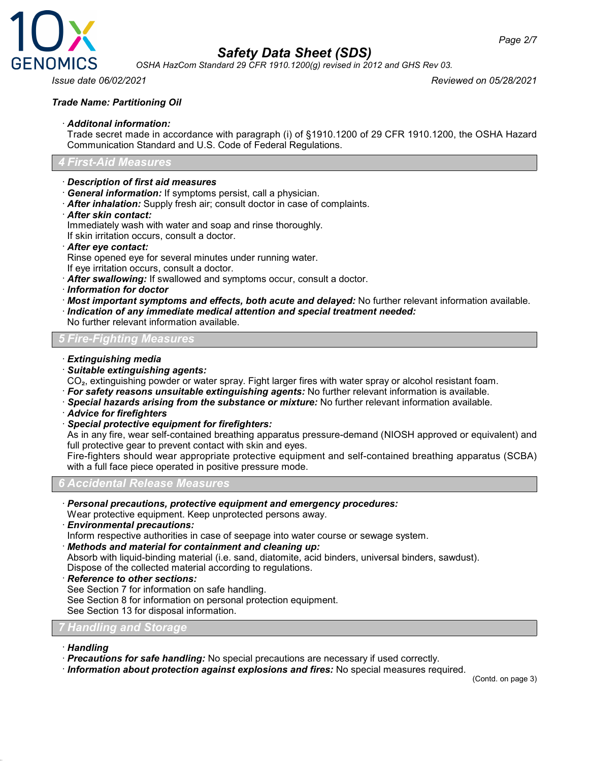**Trade Name: Partitioning Oil**

· ***Additonal information:***
Trade secret made in accordance with paragraph (i) of §1910.1200 of 29 CFR 1910.1200, the OSHA Hazard Communication Standard and U.S. Code of Federal Regulations.

## 4 First-Aid Measures

· ***Description of first aid measures***
· ***General information:*** If symptoms persist, call a physician.
· ***After inhalation:*** Supply fresh air; consult doctor in case of complaints.
· ***After skin contact:***
Immediately wash with water and soap and rinse thoroughly.
If skin irritation occurs, consult a doctor.
· ***After eye contact:***
Rinse opened eye for several minutes under running water.
If eye irritation occurs, consult a doctor.
· ***After swallowing:*** If swallowed and symptoms occur, consult a doctor.
· ***Information for doctor***
· ***Most important symptoms and effects, both acute and delayed:*** No further relevant information available.
· ***Indication of any immediate medical attention and special treatment needed:***
No further relevant information available.

## 5 Fire-Fighting Measures

· ***Extinguishing media***
· ***Suitable extinguishing agents:***
$CO_2$, extinguishing powder or water spray. Fight larger fires with water spray or alcohol resistant foam.
· ***For safety reasons unsuitable extinguishing agents:*** No further relevant information is available.
· ***Special hazards arising from the substance or mixture:*** No further relevant information available.
· ***Advice for firefighters***
· ***Special protective equipment for firefighters:***
As in any fire, wear self-contained breathing apparatus pressure-demand (NIOSH approved or equivalent) and full protective gear to prevent contact with skin and eyes.
Fire-fighters should wear appropriate protective equipment and self-contained breathing apparatus (SCBA) with a full face piece operated in positive pressure mode.

## 6 Accidental Release Measures

· ***Personal precautions, protective equipment and emergency procedures:***
Wear protective equipment. Keep unprotected persons away.
· ***Environmental precautions:***
Inform respective authorities in case of seepage into water course or sewage system.
· ***Methods and material for containment and cleaning up:***
Absorb with liquid-binding material (i.e. sand, diatomite, acid binders, universal binders, sawdust).
Dispose of the collected material according to regulations.
· ***Reference to other sections:***
See Section 7 for information on safe handling.
See Section 8 for information on personal protection equipment.
See Section 13 for disposal information.

## 7 Handling and Storage

· ***Handling***
· ***Precautions for safe handling:*** No special precautions are necessary if used correctly.
· ***Information about protection against explosions and fires:*** No special measures required.

(Contd. on page 3)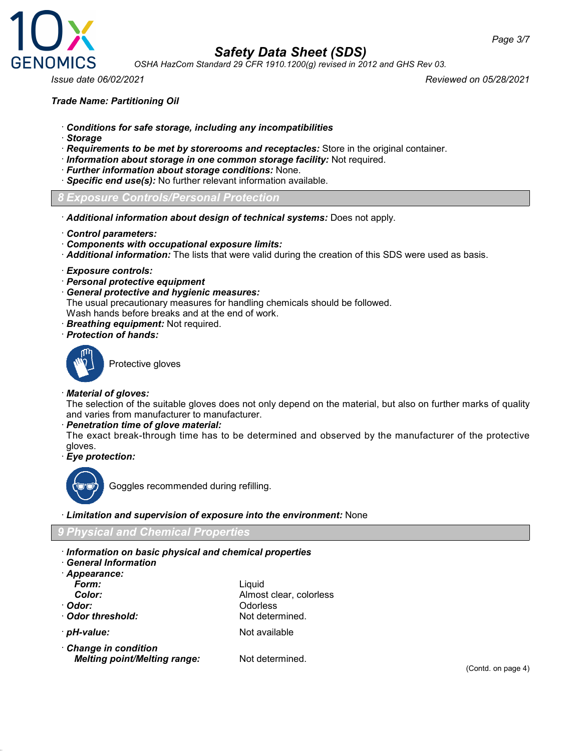**Trade Name: Partitioning Oil**

· ***Conditions for safe storage, including any incompatibilities***
· ***Storage***
· ***Requirements to be met by storerooms and receptacles:*** Store in the original container.
· ***Information about storage in one common storage facility:*** Not required.
· ***Further information about storage conditions:*** None.
· ***Specific end use(s):*** No further relevant information available.

## 8 Exposure Controls/Personal Protection

· ***Additional information about design of technical systems:*** Does not apply.

· ***Control parameters:***
· ***Components with occupational exposure limits:***
· ***Additional information:*** The lists that were valid during the creation of this SDS were used as basis.

· ***Exposure controls:***
· ***Personal protective equipment***
· ***General protective and hygienic measures:***
The usual precautionary measures for handling chemicals should be followed.
Wash hands before breaks and at the end of work.
· ***Breathing equipment:*** Not required.
· ***Protection of hands:***

Protective gloves

· ***Material of gloves:***
The selection of the suitable gloves does not only depend on the material, but also on further marks of quality and varies from manufacturer to manufacturer.
· ***Penetration time of glove material:***
The exact break-through time has to be determined and observed by the manufacturer of the protective gloves.
· ***Eye protection:***

Goggles recommended during refilling.

· ***Limitation and supervision of exposure into the environment:*** None

## 9 Physical and Chemical Properties

· ***Information on basic physical and chemical properties***
· ***General Information***

| | |
|---|---|
| · ***Appearance:*** | |
| ***Form:*** | Liquid |
| ***Color:*** | Almost clear, colorless |
| · ***Odor:*** | Odorless |
| · ***Odor threshold:*** | Not determined. |
| · ***pH-value:*** | Not available |
| · ***Change in condition*** | |
| ***Melting point/Melting range:*** | Not determined. |

(Contd. on page 4)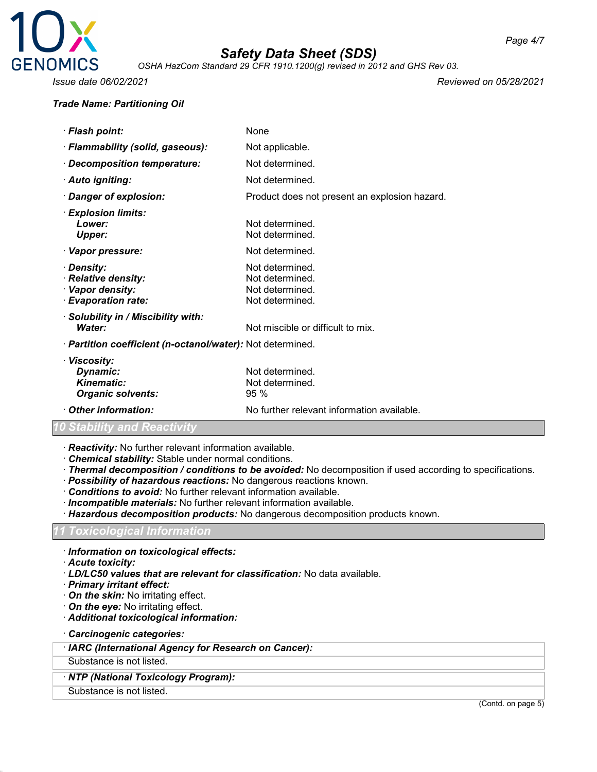**Trade Name: Partitioning Oil**

| | |
|---|---|
| · **Flash point:** | None |
| · **Flammability (solid, gaseous):** | Not applicable. |
| · **Decomposition temperature:** | Not determined. |
| · **Auto igniting:** | Not determined. |
| · **Danger of explosion:** | Product does not present an explosion hazard. |
| · **Explosion limits:** | |
| **Lower:** | Not determined. |
| **Upper:** | Not determined. |
| · **Vapor pressure:** | Not determined. |
| · **Density:** | Not determined. |
| · **Relative density:** | Not determined. |
| · **Vapor density:** | Not determined. |
| · **Evaporation rate:** | Not determined. |
| · **Solubility in / Miscibility with:** | |
| **Water:** | Not miscible or difficult to mix. |
| · **Partition coefficient (n-octanol/water):** | Not determined. |
| · **Viscosity:** | |
| **Dynamic:** | Not determined. |
| **Kinematic:** | Not determined. |
| **Organic solvents:** | 95 % |
| · **Other information:** | No further relevant information available. |

## 10 Stability and Reactivity

· ***Reactivity:*** No further relevant information available.
· ***Chemical stability:*** Stable under normal conditions.
· ***Thermal decomposition / conditions to be avoided:*** No decomposition if used according to specifications.
· ***Possibility of hazardous reactions:*** No dangerous reactions known.
· ***Conditions to avoid:*** No further relevant information available.
· ***Incompatible materials:*** No further relevant information available.
· ***Hazardous decomposition products:*** No dangerous decomposition products known.

## 11 Toxicological Information

· ***Information on toxicological effects:***
· ***Acute toxicity:***
· ***LD/LC50 values that are relevant for classification:*** No data available.
· ***Primary irritant effect:***
· ***On the skin:*** No irritating effect.
· ***On the eye:*** No irritating effect.
· ***Additional toxicological information:***

· ***Carcinogenic categories:***

| · ***IARC (International Agency for Research on Cancer):*** |
|---|
| Substance is not listed. |

| · ***NTP (National Toxicology Program):*** |
|---|
| Substance is not listed. |

(Contd. on page 5)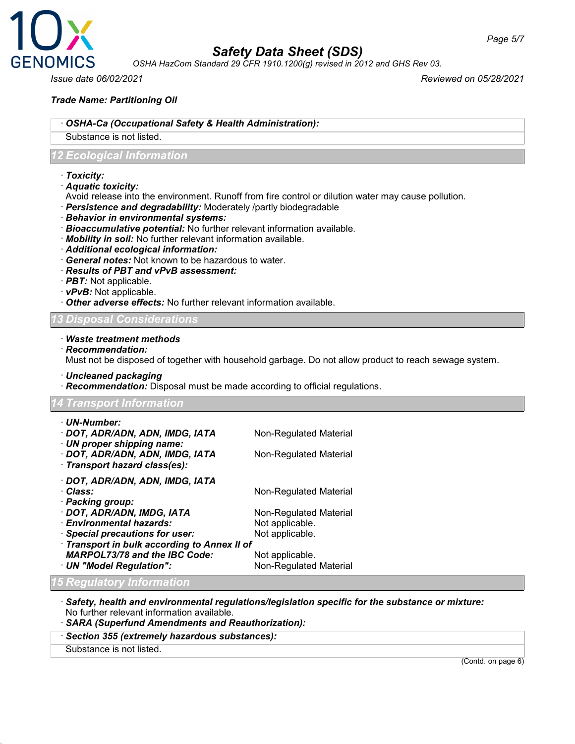**Trade Name: Partitioning Oil**

· **OSHA-Ca (Occupational Safety & Health Administration):**

Substance is not listed.

## 12 Ecological Information

· **Toxicity:**
· **Aquatic toxicity:**
Avoid release into the environment. Runoff from fire control or dilution water may cause pollution.
· **Persistence and degradability:** Moderately /partly biodegradable
· **Behavior in environmental systems:**
· **Bioaccumulative potential:** No further relevant information available.
· **Mobility in soil:** No further relevant information available.
· **Additional ecological information:**
· **General notes:** Not known to be hazardous to water.
· **Results of PBT and vPvB assessment:**
· **PBT:** Not applicable.
· **vPvB:** Not applicable.
· **Other adverse effects:** No further relevant information available.

## 13 Disposal Considerations

· **Waste treatment methods**
· **Recommendation:**
Must not be disposed of together with household garbage. Do not allow product to reach sewage system.

· **Uncleaned packaging**
· **Recommendation:** Disposal must be made according to official regulations.

## 14 Transport Information

| | |
|---|---|
| · **UN-Number:** | |
| · **DOT, ADR/ADN, ADN, IMDG, IATA** | Non-Regulated Material |
| · **UN proper shipping name:** | |
| · **DOT, ADR/ADN, ADN, IMDG, IATA** | Non-Regulated Material |
| · **Transport hazard class(es):** | |
| · **DOT, ADR/ADN, ADN, IMDG, IATA** | |
| · **Class:** | Non-Regulated Material |
| · **Packing group:** | |
| · **DOT, ADR/ADN, IMDG, IATA** | Non-Regulated Material |
| · **Environmental hazards:** | Not applicable. |
| · **Special precautions for user:** | Not applicable. |
| · **Transport in bulk according to Annex II of MARPOL73/78 and the IBC Code:** | Not applicable. |
| · **UN "Model Regulation":** | Non-Regulated Material |

## 15 Regulatory Information

· **Safety, health and environmental regulations/legislation specific for the substance or mixture:**
No further relevant information available.
· **SARA (Superfund Amendments and Reauthorization):**

· **Section 355 (extremely hazardous substances):**

Substance is not listed.

(Contd. on page 6)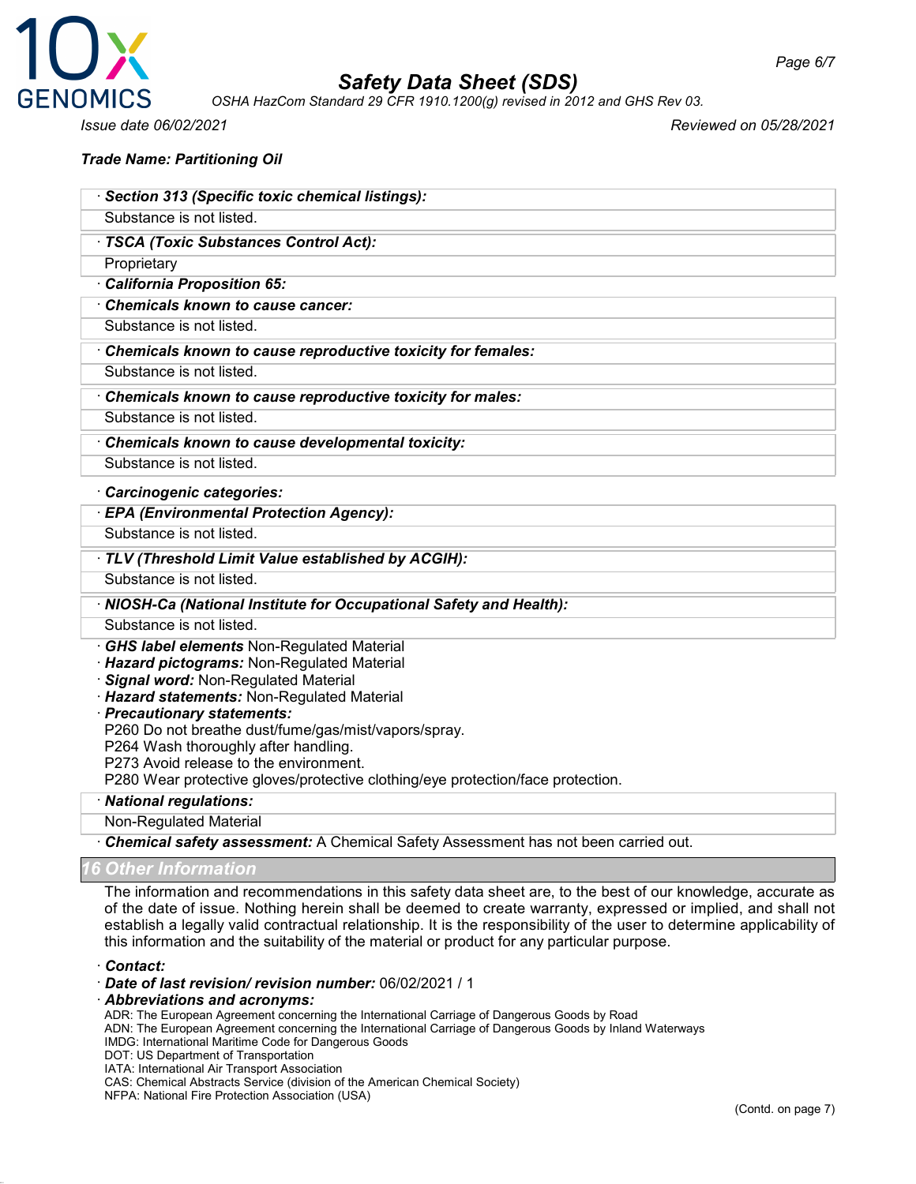**Trade Name: Partitioning Oil**

| · **Section 313 (Specific toxic chemical listings):** |
| --- |
| Substance is not listed. |

| · **TSCA (Toxic Substances Control Act):** |
| --- |
| Proprietary |

· **California Proposition 65:**

| · **Chemicals known to cause cancer:** |
| --- |
| Substance is not listed. |

| · **Chemicals known to cause reproductive toxicity for females:** |
| --- |
| Substance is not listed. |

| · **Chemicals known to cause reproductive toxicity for males:** |
| --- |
| Substance is not listed. |

| · **Chemicals known to cause developmental toxicity:** |
| --- |
| Substance is not listed. |

· **Carcinogenic categories:**

| · **EPA (Environmental Protection Agency):** |
| --- |
| Substance is not listed. |

| · **TLV (Threshold Limit Value established by ACGIH):** |
| --- |
| Substance is not listed. |

| · **NIOSH-Ca (National Institute for Occupational Safety and Health):** |
| --- |
| Substance is not listed. |

· **GHS label elements** Non-Regulated Material
· **Hazard pictograms:** Non-Regulated Material
· **Signal word:** Non-Regulated Material
· **Hazard statements:** Non-Regulated Material
· **Precautionary statements:**
P260 Do not breathe dust/fume/gas/mist/vapors/spray.
P264 Wash thoroughly after handling.
P273 Avoid release to the environment.
P280 Wear protective gloves/protective clothing/eye protection/face protection.

| · **National regulations:** |
| --- |
| Non-Regulated Material |

· **Chemical safety assessment:** A Chemical Safety Assessment has not been carried out.

## 16 Other Information

The information and recommendations in this safety data sheet are, to the best of our knowledge, accurate as of the date of issue. Nothing herein shall be deemed to create warranty, expressed or implied, and shall not establish a legally valid contractual relationship. It is the responsibility of the user to determine applicability of this information and the suitability of the material or product for any particular purpose.

· **Contact:**
· **Date of last revision/ revision number:** 06/02/2021 / 1
· **Abbreviations and acronyms:**
ADR: The European Agreement concerning the International Carriage of Dangerous Goods by Road
ADN: The European Agreement concerning the International Carriage of Dangerous Goods by Inland Waterways
IMDG: International Maritime Code for Dangerous Goods
DOT: US Department of Transportation
IATA: International Air Transport Association
CAS: Chemical Abstracts Service (division of the American Chemical Society)
NFPA: National Fire Protection Association (USA)

(Contd. on page 7)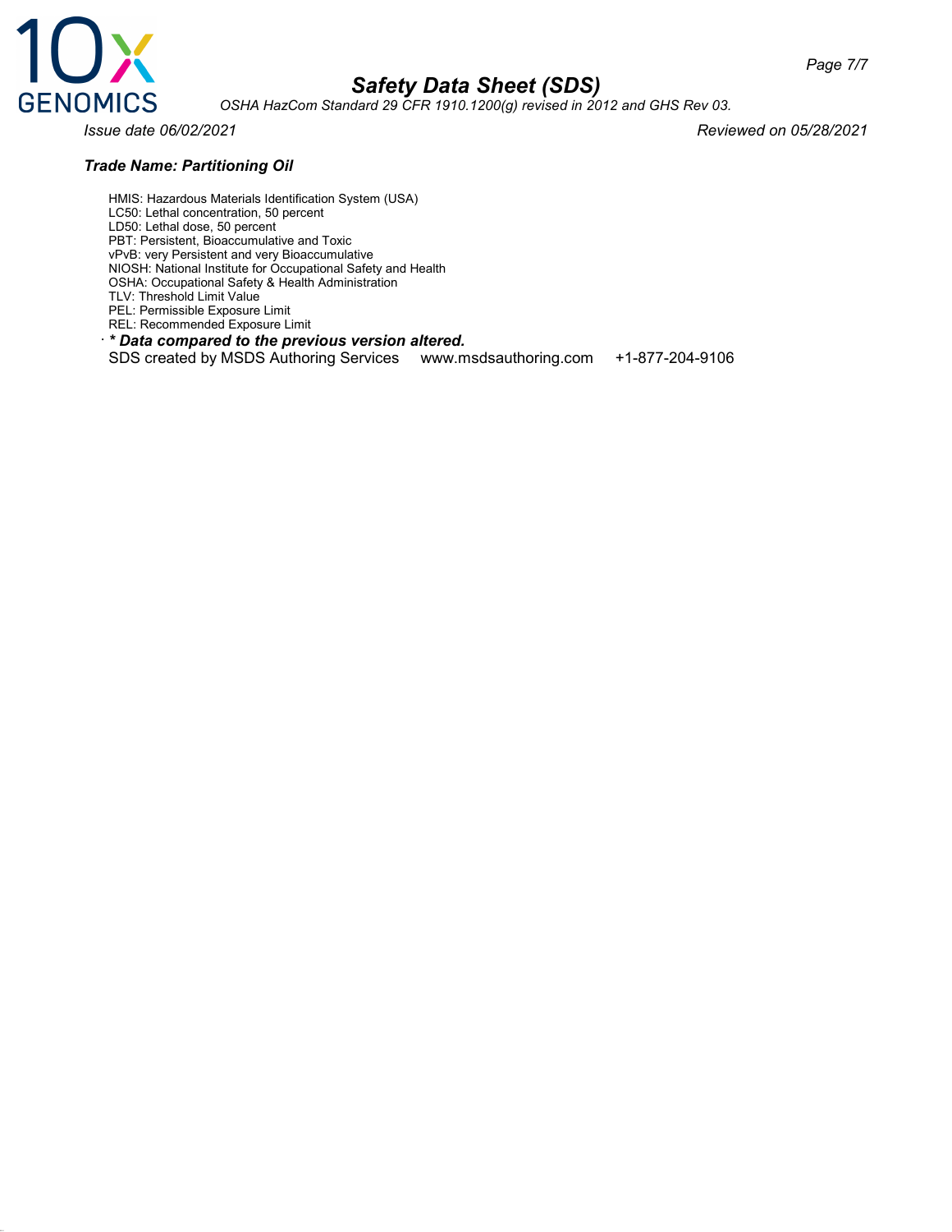HMIS: Hazardous Materials Identification System (USA)
LC50: Lethal concentration, 50 percent
LD50: Lethal dose, 50 percent
PBT: Persistent, Bioaccumulative and Toxic
vPvB: very Persistent and very Bioaccumulative
NIOSH: National Institute for Occupational Safety and Health
OSHA: Occupational Safety & Health Administration
TLV: Threshold Limit Value
PEL: Permissible Exposure Limit
REL: Recommended Exposure Limit

· ***\* Data compared to the previous version altered.***

SDS created by MSDS Authoring Services     www.msdsauthoring.com     +1-877-204-9106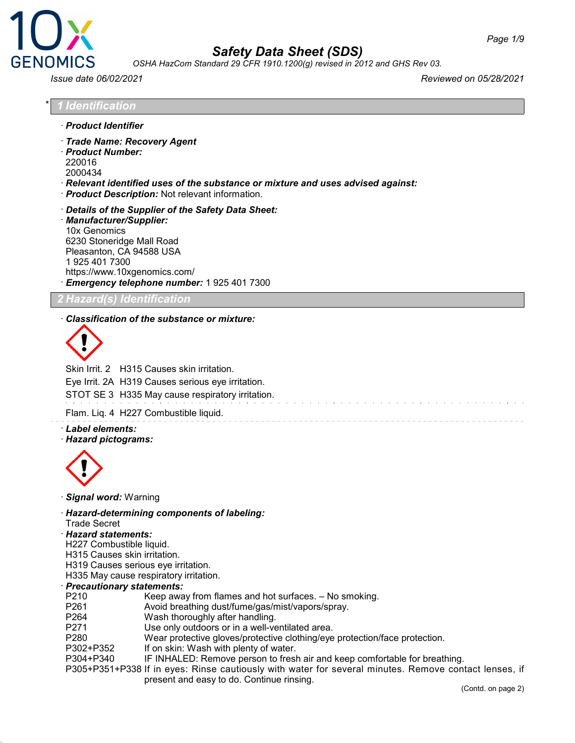# Safety Data Sheet (SDS)

OSHA HazCom Standard 29 CFR 1910.1200(g) revised in 2012 and GHS Rev 03.

Issue date 06/02/2021 Reviewed on 05/28/2021

## * 1 Identification

· **Product Identifier**

· **Trade Name: Recovery Agent**
· **Product Number:**
220016
2000434
· **Relevant identified uses of the substance or mixture and uses advised against:**
· **Product Description:** Not relevant information.

· **Details of the Supplier of the Safety Data Sheet:**
· **Manufacturer/Supplier:**
10x Genomics
6230 Stoneridge Mall Road
Pleasanton, CA 94588 USA
1 925 401 7300
https://www.10xgenomics.com/
· **Emergency telephone number:** 1 925 401 7300

## 2 Hazard(s) Identification

· **Classification of the substance or mixture:**

Skin Irrit. 2 H315 Causes skin irritation.
Eye Irrit. 2A H319 Causes serious eye irritation.
STOT SE 3 H335 May cause respiratory irritation.

Flam. Liq. 4 H227 Combustible liquid.

· **Label elements:**
· **Hazard pictograms:**

· **Signal word:** Warning

· **Hazard-determining components of labeling:**
Trade Secret
· **Hazard statements:**
H227 Combustible liquid.
H315 Causes skin irritation.
H319 Causes serious eye irritation.
H335 May cause respiratory irritation.
· **Precautionary statements:**

| | |
|---|---|
| P210 | Keep away from flames and hot surfaces. – No smoking. |
| P261 | Avoid breathing dust/fume/gas/mist/vapors/spray. |
| P264 | Wash thoroughly after handling. |
| P271 | Use only outdoors or in a well-ventilated area. |
| P280 | Wear protective gloves/protective clothing/eye protection/face protection. |
| P302+P352 | If on skin: Wash with plenty of water. |
| P304+P340 | IF INHALED: Remove person to fresh air and keep comfortable for breathing. |
| P305+P351+P338 | If in eyes: Rinse cautiously with water for several minutes. Remove contact lenses, if present and easy to do. Continue rinsing. |

(Contd. on page 2)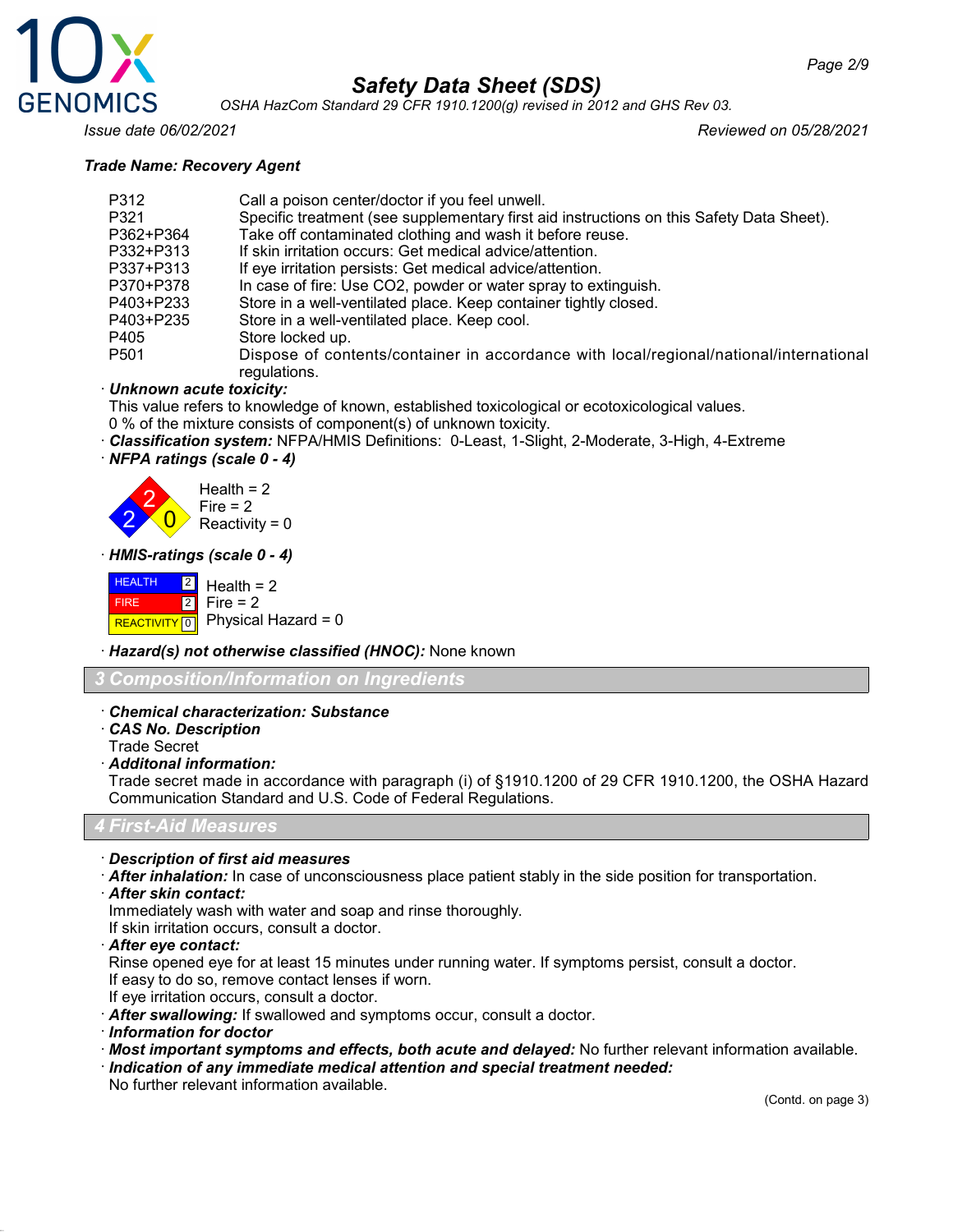**Trade Name: Recovery Agent**

| | |
|---|---|
| P312 | Call a poison center/doctor if you feel unwell. |
| P321 | Specific treatment (see supplementary first aid instructions on this Safety Data Sheet). |
| P362+P364 | Take off contaminated clothing and wash it before reuse. |
| P332+P313 | If skin irritation occurs: Get medical advice/attention. |
| P337+P313 | If eye irritation persists: Get medical advice/attention. |
| P370+P378 | In case of fire: Use CO2, powder or water spray to extinguish. |
| P403+P233 | Store in a well-ventilated place. Keep container tightly closed. |
| P403+P235 | Store in a well-ventilated place. Keep cool. |
| P405 | Store locked up. |
| P501 | Dispose of contents/container in accordance with local/regional/national/international regulations. |

· ***Unknown acute toxicity:***
This value refers to knowledge of known, established toxicological or ecotoxicological values.
0 % of the mixture consists of component(s) of unknown toxicity.

· ***Classification system:*** NFPA/HMIS Definitions: 0-Least, 1-Slight, 2-Moderate, 3-High, 4-Extreme

· ***NFPA ratings (scale 0 - 4)***

Health = 2
Fire = 2
Reactivity = 0

· ***HMIS-ratings (scale 0 - 4)***

| | |
|---|---|
| HEALTH | 2 |
| FIRE | 2 |
| REACTIVITY | 0 |

Health = 2
Fire = 2
Physical Hazard = 0

· ***Hazard(s) not otherwise classified (HNOC):*** None known

## 3 Composition/Information on Ingredients

· ***Chemical characterization: Substance***
· ***CAS No. Description***
Trade Secret
· ***Additonal information:***
Trade secret made in accordance with paragraph (i) of §1910.1200 of 29 CFR 1910.1200, the OSHA Hazard Communication Standard and U.S. Code of Federal Regulations.

## 4 First-Aid Measures

· ***Description of first aid measures***
· ***After inhalation:*** In case of unconsciousness place patient stably in the side position for transportation.
· ***After skin contact:***
Immediately wash with water and soap and rinse thoroughly.
If skin irritation occurs, consult a doctor.
· ***After eye contact:***
Rinse opened eye for at least 15 minutes under running water. If symptoms persist, consult a doctor.
If easy to do so, remove contact lenses if worn.
If eye irritation occurs, consult a doctor.
· ***After swallowing:*** If swallowed and symptoms occur, consult a doctor.
· ***Information for doctor***
· ***Most important symptoms and effects, both acute and delayed:*** No further relevant information available.
· ***Indication of any immediate medical attention and special treatment needed:***
No further relevant information available.

(Contd. on page 3)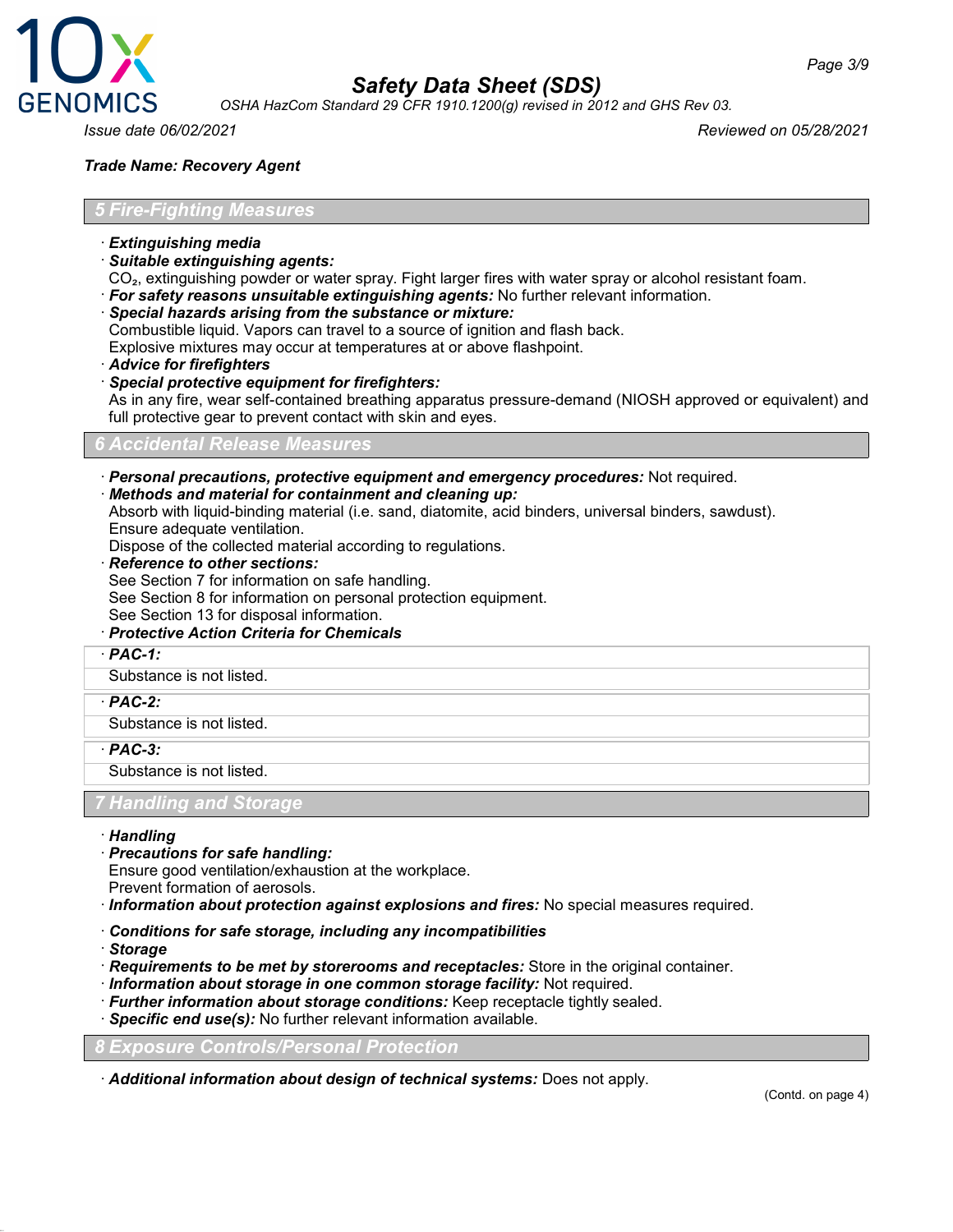**Trade Name: Recovery Agent**

## 5 Fire-Fighting Measures

· ***Extinguishing media***
· ***Suitable extinguishing agents:***
$CO_2$, extinguishing powder or water spray. Fight larger fires with water spray or alcohol resistant foam.
· ***For safety reasons unsuitable extinguishing agents:*** No further relevant information.
· ***Special hazards arising from the substance or mixture:***
Combustible liquid. Vapors can travel to a source of ignition and flash back.
Explosive mixtures may occur at temperatures at or above flashpoint.
· ***Advice for firefighters***
· ***Special protective equipment for firefighters:***
As in any fire, wear self-contained breathing apparatus pressure-demand (NIOSH approved or equivalent) and full protective gear to prevent contact with skin and eyes.

## 6 Accidental Release Measures

· ***Personal precautions, protective equipment and emergency procedures:*** Not required.
· ***Methods and material for containment and cleaning up:***
Absorb with liquid-binding material (i.e. sand, diatomite, acid binders, universal binders, sawdust).
Ensure adequate ventilation.
Dispose of the collected material according to regulations.
· ***Reference to other sections:***
See Section 7 for information on safe handling.
See Section 8 for information on personal protection equipment.
See Section 13 for disposal information.
· ***Protective Action Criteria for Chemicals***

· ***PAC-1:***
Substance is not listed.

· ***PAC-2:***
Substance is not listed.

· ***PAC-3:***
Substance is not listed.

## 7 Handling and Storage

· ***Handling***
· ***Precautions for safe handling:***
Ensure good ventilation/exhaustion at the workplace.
Prevent formation of aerosols.
· ***Information about protection against explosions and fires:*** No special measures required.

· ***Conditions for safe storage, including any incompatibilities***
· ***Storage***
· ***Requirements to be met by storerooms and receptacles:*** Store in the original container.
· ***Information about storage in one common storage facility:*** Not required.
· ***Further information about storage conditions:*** Keep receptacle tightly sealed.
· ***Specific end use(s):*** No further relevant information available.

## 8 Exposure Controls/Personal Protection

· ***Additional information about design of technical systems:*** Does not apply.

(Contd. on page 4)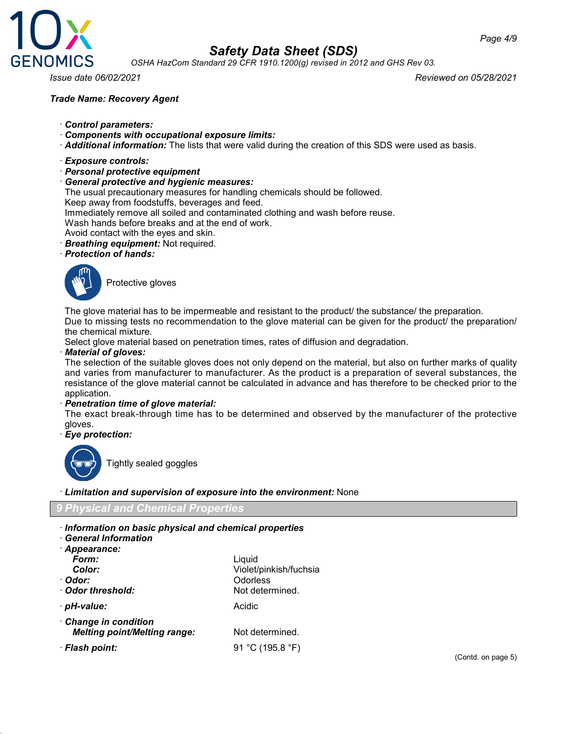**Trade Name: Recovery Agent**

· ***Control parameters:***
· ***Components with occupational exposure limits:***
· ***Additional information:*** The lists that were valid during the creation of this SDS were used as basis.

· ***Exposure controls:***
· ***Personal protective equipment***
· ***General protective and hygienic measures:***
The usual precautionary measures for handling chemicals should be followed.
Keep away from foodstuffs, beverages and feed.
Immediately remove all soiled and contaminated clothing and wash before reuse.
Wash hands before breaks and at the end of work.
Avoid contact with the eyes and skin.
· ***Breathing equipment:*** Not required.
· ***Protection of hands:***

Protective gloves

The glove material has to be impermeable and resistant to the product/ the substance/ the preparation.
Due to missing tests no recommendation to the glove material can be given for the product/ the preparation/ the chemical mixture.
Select glove material based on penetration times, rates of diffusion and degradation.
· ***Material of gloves:***
The selection of the suitable gloves does not only depend on the material, but also on further marks of quality and varies from manufacturer to manufacturer. As the product is a preparation of several substances, the resistance of the glove material cannot be calculated in advance and has therefore to be checked prior to the application.
· ***Penetration time of glove material:***
The exact break-through time has to be determined and observed by the manufacturer of the protective gloves.
· ***Eye protection:***

Tightly sealed goggles

· ***Limitation and supervision of exposure into the environment:*** None

## 9 Physical and Chemical Properties

· ***Information on basic physical and chemical properties***
· ***General Information***

| | |
|---|---|
| · ***Appearance:*** | |
| ***Form:*** | Liquid |
| ***Color:*** | Violet/pinkish/fuchsia |
| · ***Odor:*** | Odorless |
| · ***Odor threshold:*** | Not determined. |
| · ***pH-value:*** | Acidic |
| · ***Change in condition*** | |
| ***Melting point/Melting range:*** | Not determined. |
| · ***Flash point:*** | 91 °C (195.8 °F) |

(Contd. on page 5)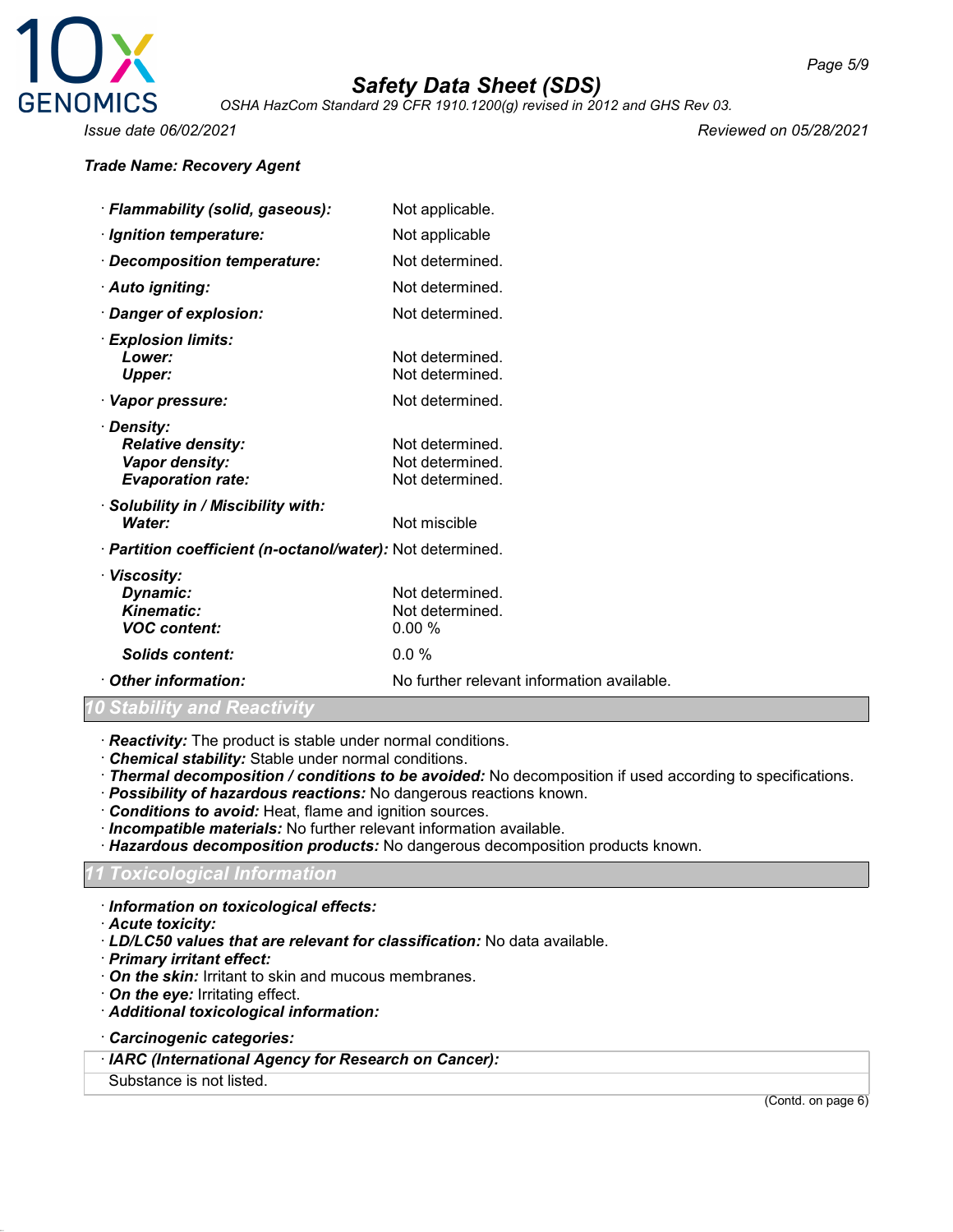**Trade Name: Recovery Agent**

| | |
|---|---|
| · ***Flammability (solid, gaseous):*** | Not applicable. |
| · ***Ignition temperature:*** | Not applicable |
| · ***Decomposition temperature:*** | Not determined. |
| · ***Auto igniting:*** | Not determined. |
| · ***Danger of explosion:*** | Not determined. |
| · ***Explosion limits:*** | |
| ***Lower:*** | Not determined. |
| ***Upper:*** | Not determined. |
| · ***Vapor pressure:*** | Not determined. |
| · ***Density:*** | |
| ***Relative density:*** | Not determined. |
| ***Vapor density:*** | Not determined. |
| ***Evaporation rate:*** | Not determined. |
| · ***Solubility in / Miscibility with:*** | |
| ***Water:*** | Not miscible |
| · ***Partition coefficient (n-octanol/water):*** | Not determined. |
| · ***Viscosity:*** | |
| ***Dynamic:*** | Not determined. |
| ***Kinematic:*** | Not determined. |
| ***VOC content:*** | 0.00 % |
| ***Solids content:*** | 0.0 % |
| · ***Other information:*** | No further relevant information available. |

## 10 Stability and Reactivity

· ***Reactivity:*** The product is stable under normal conditions.
· ***Chemical stability:*** Stable under normal conditions.
· ***Thermal decomposition / conditions to be avoided:*** No decomposition if used according to specifications.
· ***Possibility of hazardous reactions:*** No dangerous reactions known.
· ***Conditions to avoid:*** Heat, flame and ignition sources.
· ***Incompatible materials:*** No further relevant information available.
· ***Hazardous decomposition products:*** No dangerous decomposition products known.

## 11 Toxicological Information

· ***Information on toxicological effects:***
· ***Acute toxicity:***
· ***LD/LC50 values that are relevant for classification:*** No data available.
· ***Primary irritant effect:***
· ***On the skin:*** Irritant to skin and mucous membranes.
· ***On the eye:*** Irritating effect.
· ***Additional toxicological information:***

· ***Carcinogenic categories:***

| · ***IARC (International Agency for Research on Cancer):*** |
|---|
| Substance is not listed. |

(Contd. on page 6)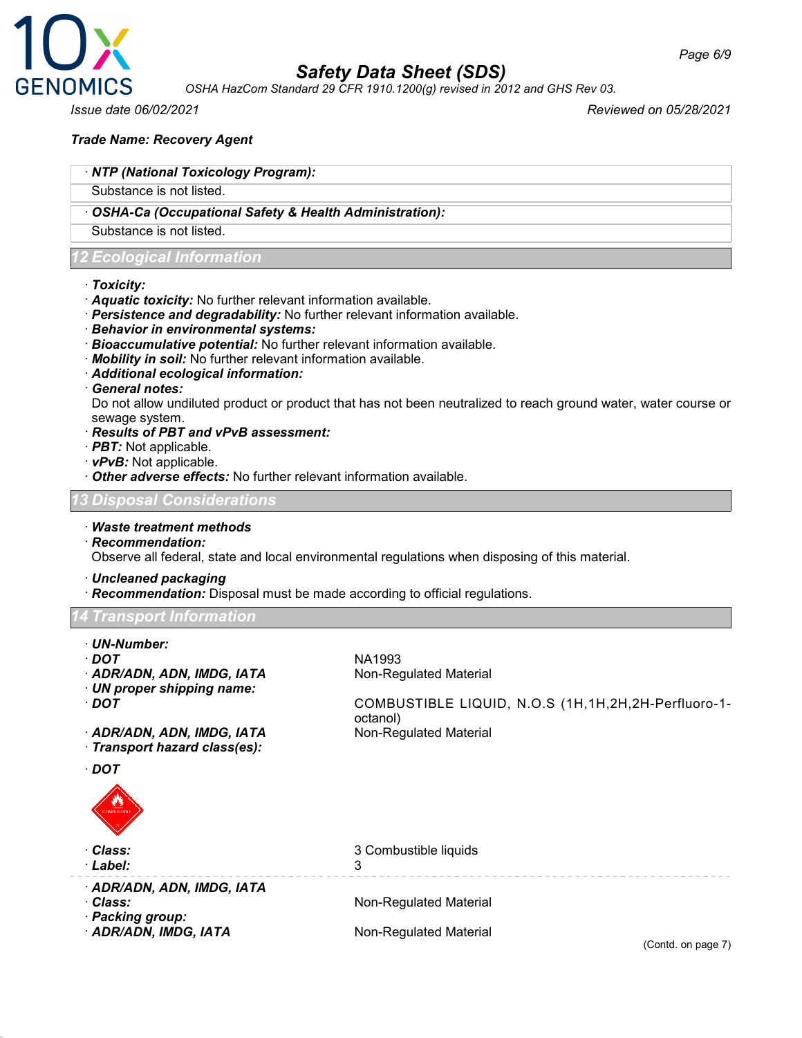**Trade Name: Recovery Agent**

· ***NTP (National Toxicology Program):***

Substance is not listed.

· ***OSHA-Ca (Occupational Safety & Health Administration):***

Substance is not listed.

## 12 Ecological Information

· ***Toxicity:***
· ***Aquatic toxicity:*** No further relevant information available.
· ***Persistence and degradability:*** No further relevant information available.
· ***Behavior in environmental systems:***
· ***Bioaccumulative potential:*** No further relevant information available.
· ***Mobility in soil:*** No further relevant information available.
· ***Additional ecological information:***
· ***General notes:***
Do not allow undiluted product or product that has not been neutralized to reach ground water, water course or sewage system.
· ***Results of PBT and vPvB assessment:***
· ***PBT:*** Not applicable.
· ***vPvB:*** Not applicable.
· ***Other adverse effects:*** No further relevant information available.

## 13 Disposal Considerations

· ***Waste treatment methods***
· ***Recommendation:***
Observe all federal, state and local environmental regulations when disposing of this material.

· ***Uncleaned packaging***
· ***Recommendation:*** Disposal must be made according to official regulations.

## 14 Transport Information

| | |
|---|---|
| · ***UN-Number:*** | |
| · ***DOT*** | NA1993 |
| · ***ADR/ADN, ADN, IMDG, IATA*** | Non-Regulated Material |
| · ***UN proper shipping name:*** | |
| · ***DOT*** | COMBUSTIBLE LIQUID, N.O.S (1H,1H,2H,2H-Perfluoro-1-octanol) |
| · ***ADR/ADN, ADN, IMDG, IATA*** | Non-Regulated Material |
| · ***Transport hazard class(es):*** | |
| · ***DOT*** | |
| · ***Class:*** | 3 Combustible liquids |
| · ***Label:*** | 3 |
| · ***ADR/ADN, ADN, IMDG, IATA*** | |
| · ***Class:*** | Non-Regulated Material |
| · ***Packing group:*** | |
| · ***ADR/ADN, IMDG, IATA*** | Non-Regulated Material |

(Contd. on page 7)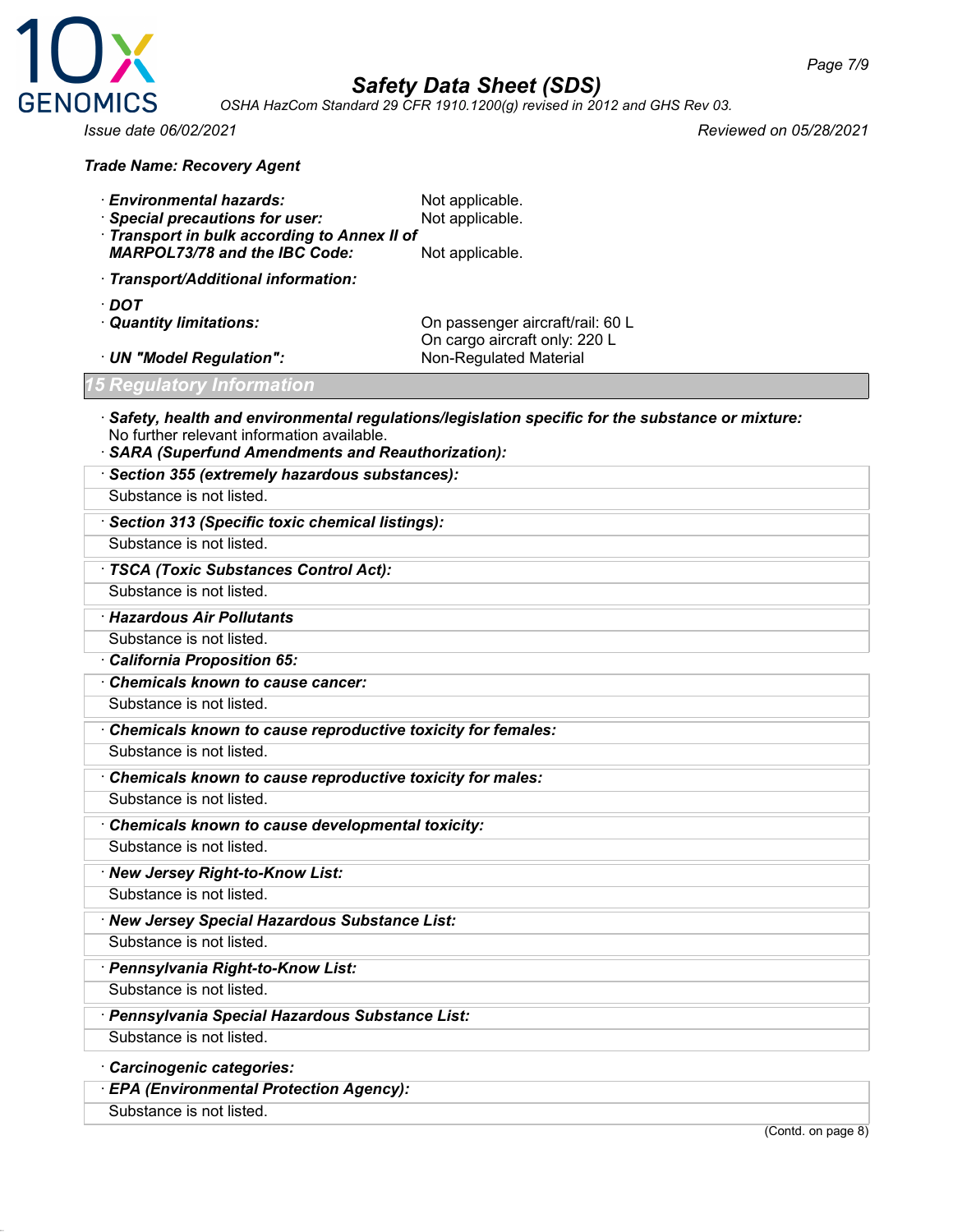**Trade Name: Recovery Agent**

· **Environmental hazards:** Not applicable.
· **Special precautions for user:** Not applicable.
· **Transport in bulk according to Annex II of MARPOL73/78 and the IBC Code:** Not applicable.

· **Transport/Additional information:**

· **DOT**
· **Quantity limitations:** On passenger aircraft/rail: 60 L
On cargo aircraft only: 220 L
· **UN "Model Regulation":** Non-Regulated Material

## 15 Regulatory Information

· **Safety, health and environmental regulations/legislation specific for the substance or mixture:**
No further relevant information available.
· **SARA (Superfund Amendments and Reauthorization):**

· **Section 355 (extremely hazardous substances):**
Substance is not listed.

· **Section 313 (Specific toxic chemical listings):**
Substance is not listed.

· **TSCA (Toxic Substances Control Act):**
Substance is not listed.

· **Hazardous Air Pollutants**
Substance is not listed.

· **California Proposition 65:**

· **Chemicals known to cause cancer:**
Substance is not listed.

· **Chemicals known to cause reproductive toxicity for females:**
Substance is not listed.

· **Chemicals known to cause reproductive toxicity for males:**
Substance is not listed.

· **Chemicals known to cause developmental toxicity:**
Substance is not listed.

· **New Jersey Right-to-Know List:**
Substance is not listed.

· **New Jersey Special Hazardous Substance List:**
Substance is not listed.

· **Pennsylvania Right-to-Know List:**
Substance is not listed.

· **Pennsylvania Special Hazardous Substance List:**
Substance is not listed.

· **Carcinogenic categories:**

· **EPA (Environmental Protection Agency):**
Substance is not listed.

(Contd. on page 8)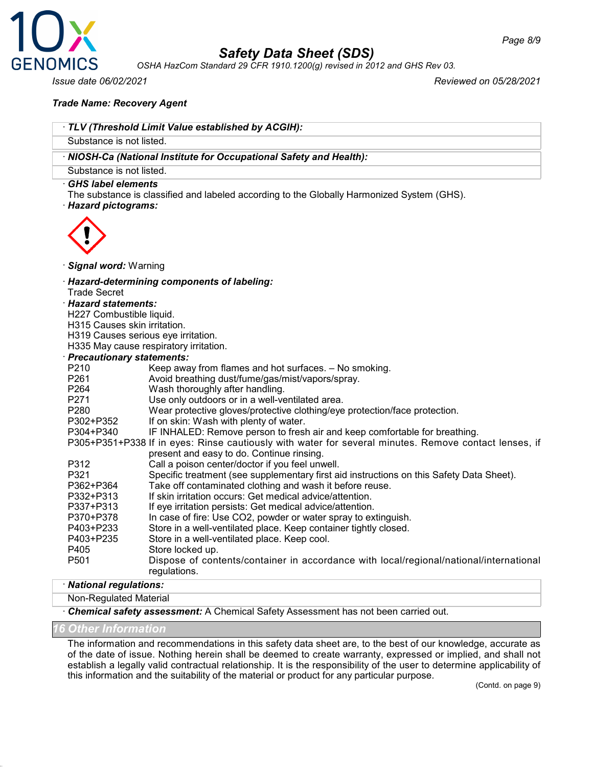**Trade Name: Recovery Agent**

· ***TLV (Threshold Limit Value established by ACGIH):***

Substance is not listed.

· ***NIOSH-Ca (National Institute for Occupational Safety and Health):***

Substance is not listed.

· ***GHS label elements***

The substance is classified and labeled according to the Globally Harmonized System (GHS).

· ***Hazard pictograms:***

· ***Signal word:*** Warning

· ***Hazard-determining components of labeling:***

Trade Secret

· ***Hazard statements:***

H227 Combustible liquid.
H315 Causes skin irritation.
H319 Causes serious eye irritation.
H335 May cause respiratory irritation.

· ***Precautionary statements:***

| | |
|---|---|
| P210 | Keep away from flames and hot surfaces. – No smoking. |
| P261 | Avoid breathing dust/fume/gas/mist/vapors/spray. |
| P264 | Wash thoroughly after handling. |
| P271 | Use only outdoors or in a well-ventilated area. |
| P280 | Wear protective gloves/protective clothing/eye protection/face protection. |
| P302+P352 | If on skin: Wash with plenty of water. |
| P304+P340 | IF INHALED: Remove person to fresh air and keep comfortable for breathing. |
| P305+P351+P338 | If in eyes: Rinse cautiously with water for several minutes. Remove contact lenses, if present and easy to do. Continue rinsing. |
| P312 | Call a poison center/doctor if you feel unwell. |
| P321 | Specific treatment (see supplementary first aid instructions on this Safety Data Sheet). |
| P362+P364 | Take off contaminated clothing and wash it before reuse. |
| P332+P313 | If skin irritation occurs: Get medical advice/attention. |
| P337+P313 | If eye irritation persists: Get medical advice/attention. |
| P370+P378 | In case of fire: Use CO2, powder or water spray to extinguish. |
| P403+P233 | Store in a well-ventilated place. Keep container tightly closed. |
| P403+P235 | Store in a well-ventilated place. Keep cool. |
| P405 | Store locked up. |
| P501 | Dispose of contents/container in accordance with local/regional/national/international regulations. |

· ***National regulations:***

Non-Regulated Material

· ***Chemical safety assessment:*** A Chemical Safety Assessment has not been carried out.

## 16 Other Information

The information and recommendations in this safety data sheet are, to the best of our knowledge, accurate as of the date of issue. Nothing herein shall be deemed to create warranty, expressed or implied, and shall not establish a legally valid contractual relationship. It is the responsibility of the user to determine applicability of this information and the suitability of the material or product for any particular purpose.

(Contd. on page 9)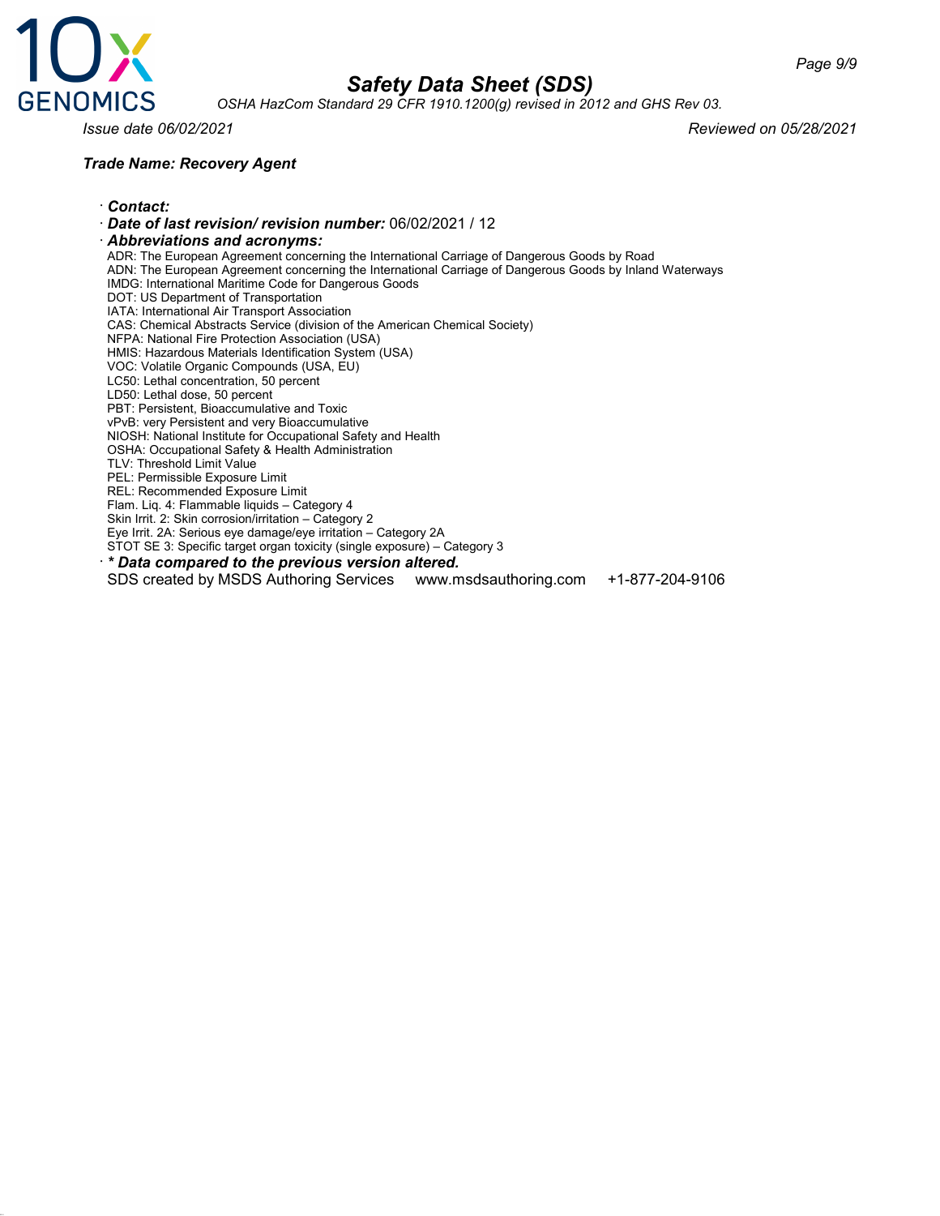*Trade Name: Recovery Agent*

· ***Contact:***

· ***Date of last revision/ revision number:*** 06/02/2021 / 12

· ***Abbreviations and acronyms:***

ADR: The European Agreement concerning the International Carriage of Dangerous Goods by Road
ADN: The European Agreement concerning the International Carriage of Dangerous Goods by Inland Waterways
IMDG: International Maritime Code for Dangerous Goods
DOT: US Department of Transportation
IATA: International Air Transport Association
CAS: Chemical Abstracts Service (division of the American Chemical Society)
NFPA: National Fire Protection Association (USA)
HMIS: Hazardous Materials Identification System (USA)
VOC: Volatile Organic Compounds (USA, EU)
LC50: Lethal concentration, 50 percent
LD50: Lethal dose, 50 percent
PBT: Persistent, Bioaccumulative and Toxic
vPvB: very Persistent and very Bioaccumulative
NIOSH: National Institute for Occupational Safety and Health
OSHA: Occupational Safety & Health Administration
TLV: Threshold Limit Value
PEL: Permissible Exposure Limit
REL: Recommended Exposure Limit
Flam. Liq. 4: Flammable liquids – Category 4
Skin Irrit. 2: Skin corrosion/irritation – Category 2
Eye Irrit. 2A: Serious eye damage/eye irritation – Category 2A
STOT SE 3: Specific target organ toxicity (single exposure) – Category 3

· ***\* Data compared to the previous version altered.***

SDS created by MSDS Authoring Services   www.msdsauthoring.com   +1-877-204-9106